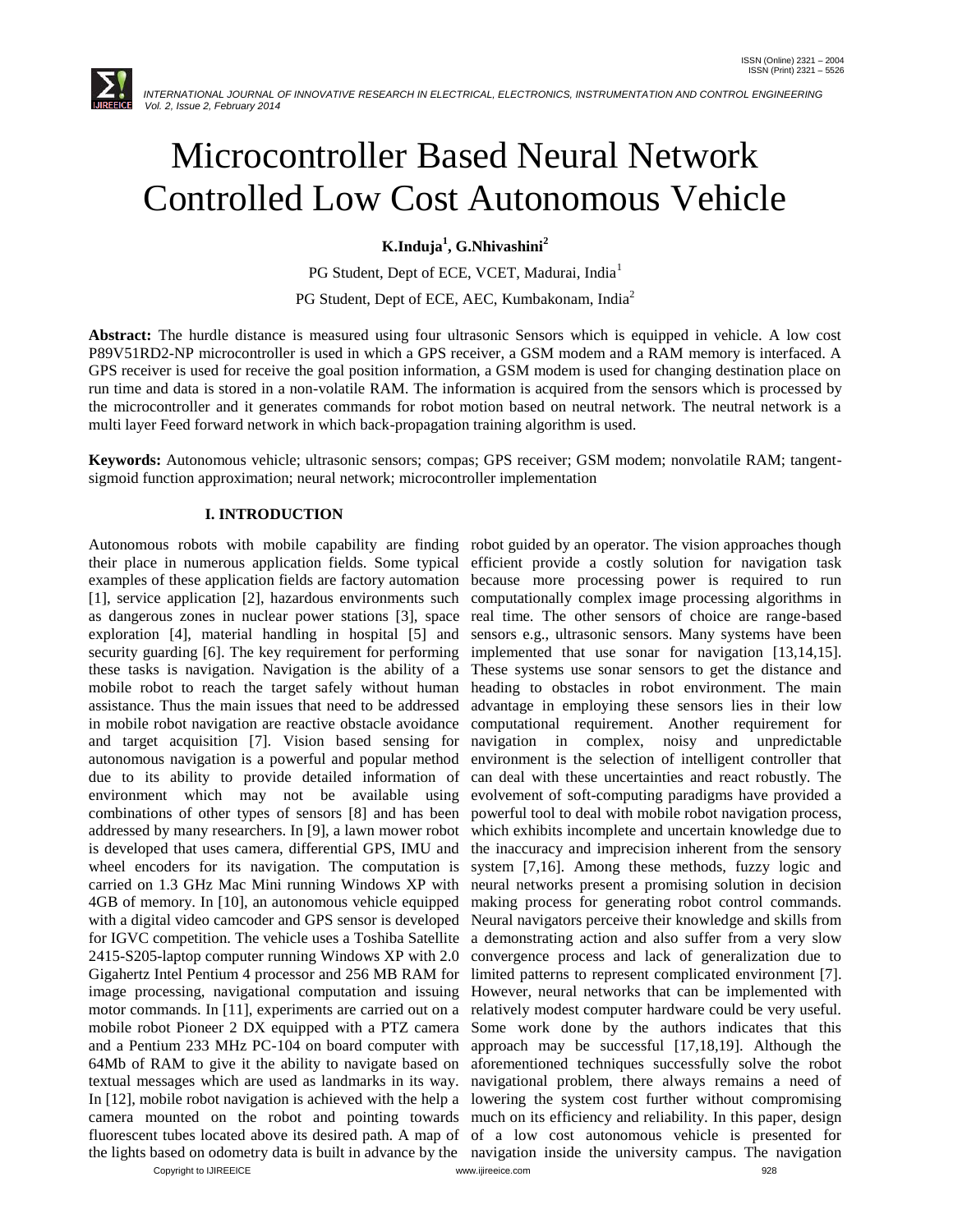# Microcontroller Based Neural Network Controlled Low Cost Autonomous Vehicle

**K.Induja[1], G.Nhivashini[2]**

PG Student, Dept of ECE, VCET, Madurai, India[1]

PG Student, Dept of ECE, AEC, Kumbakonam, India[2]

**Abstract:** The hurdle distance is measured using four ultrasonic Sensors which is equipped in vehicle. A low cost P89V51RD2-NP microcontroller is used in which a GPS receiver, a GSM modem and a RAM memory is interfaced. A GPS receiver is used for receive the goal position information, a GSM modem is used for changing destination place on run time and data is stored in a non-volatile RAM. The information is acquired from the sensors which is processed by the microcontroller and it generates commands for robot motion based on neutral network. The neutral network is a multi layer Feed forward network in which back-propagation training algorithm is used.

**Keywords:** Autonomous vehicle; ultrasonic sensors; compas; GPS receiver; GSM modem; nonvolatile RAM; tangent-sigmoid function approximation; neural network; microcontroller implementation

## I. INTRODUCTION

Autonomous robots with mobile capability are finding their place in numerous application fields. Some typical examples of these application fields are factory automation [1], service application [2], hazardous environments such as dangerous zones in nuclear power stations [3], space exploration [4], material handling in hospital [5] and security guarding [6]. The key requirement for performing these tasks is navigation. Navigation is the ability of a mobile robot to reach the target safely without human assistance. Thus the main issues that need to be addressed in mobile robot navigation are reactive obstacle avoidance and target acquisition [7]. Vision based sensing for autonomous navigation is a powerful and popular method due to its ability to provide detailed information of environment which may not be available using combinations of other types of sensors [8] and has been addressed by many researchers. In [9], a lawn mower robot is developed that uses camera, differential GPS, IMU and wheel encoders for its navigation. The computation is carried on 1.3 GHz Mac Mini running Windows XP with 4GB of memory. In [10], an autonomous vehicle equipped with a digital video camcoder and GPS sensor is developed for IGVC competition. The vehicle uses a Toshiba Satellite 2415-S205-laptop computer running Windows XP with 2.0 Gigahertz Intel Pentium 4 processor and 256 MB RAM for image processing, navigational computation and issuing motor commands. In [11], experiments are carried out on a mobile robot Pioneer 2 DX equipped with a PTZ camera and a Pentium 233 MHz PC-104 on board computer with 64Mb of RAM to give it the ability to navigate based on textual messages which are used as landmarks in its way. In [12], mobile robot navigation is achieved with the help a camera mounted on the robot and pointing towards fluorescent tubes located above its desired path. A map of the lights based on odometry data is built in advance by the robot guided by an operator. The vision approaches though efficient provide a costly solution for navigation task because more processing power is required to run computationally complex image processing algorithms in real time. The other sensors of choice are range-based sensors e.g., ultrasonic sensors. Many systems have been implemented that use sonar for navigation [13,14,15]. These systems use sonar sensors to get the distance and heading to obstacles in robot environment. The main advantage in employing these sensors lies in their low computational requirement. Another requirement for navigation in complex, noisy and unpredictable environment is the selection of intelligent controller that can deal with these uncertainties and react robustly. The evolvement of soft-computing paradigms have provided a powerful tool to deal with mobile robot navigation process, which exhibits incomplete and uncertain knowledge due to the inaccuracy and imprecision inherent from the sensory system [7,16]. Among these methods, fuzzy logic and neural networks present a promising solution in decision making process for generating robot control commands. Neural navigators perceive their knowledge and skills from a demonstrating action and also suffer from a very slow convergence process and lack of generalization due to limited patterns to represent complicated environment [7]. However, neural networks that can be implemented with relatively modest computer hardware could be very useful. Some work done by the authors indicates that this approach may be successful [17,18,19]. Although the aforementioned techniques successfully solve the robot navigational problem, there always remains a need of lowering the system cost further without compromising much on its efficiency and reliability. In this paper, design of a low cost autonomous vehicle is presented for navigation inside the university campus. The navigation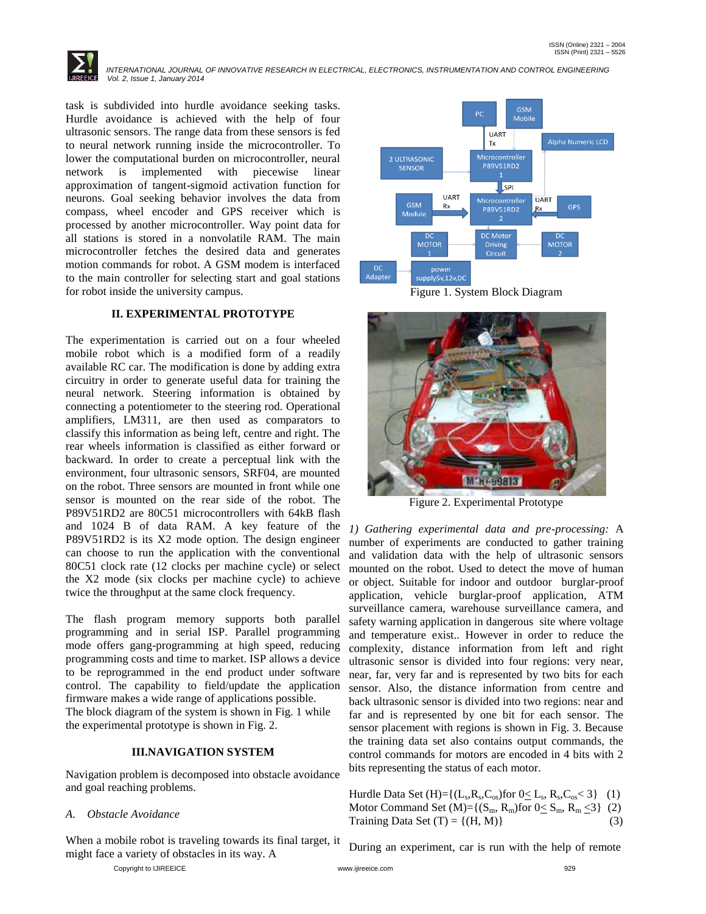task is subdivided into hurdle avoidance seeking tasks. Hurdle avoidance is achieved with the help of four ultrasonic sensors. The range data from these sensors is fed to neural network running inside the microcontroller. To lower the computational burden on microcontroller, neural network is implemented with piecewise linear approximation of tangent-sigmoid activation function for neurons. Goal seeking behavior involves the data from compass, wheel encoder and GPS receiver which is processed by another microcontroller. Way point data for all stations is stored in a nonvolatile RAM. The main microcontroller fetches the desired data and generates motion commands for robot. A GSM modem is interfaced to the main controller for selecting start and goal stations for robot inside the university campus.

## II. EXPERIMENTAL PROTOTYPE

The experimentation is carried out on a four wheeled mobile robot which is a modified form of a readily available RC car. The modification is done by adding extra circuitry in order to generate useful data for training the neural network. Steering information is obtained by connecting a potentiometer to the steering rod. Operational amplifiers, LM311, are then used as comparators to classify this information as being left, centre and right. The rear wheels information is classified as either forward or backward. In order to create a perceptual link with the environment, four ultrasonic sensors, SRF04, are mounted on the robot. Three sensors are mounted in front while one sensor is mounted on the rear side of the robot. The P89V51RD2 are 80C51 microcontrollers with 64kB flash and 1024 B of data RAM. A key feature of the P89V51RD2 is its X2 mode option. The design engineer can choose to run the application with the conventional 80C51 clock rate (12 clocks per machine cycle) or select the X2 mode (six clocks per machine cycle) to achieve twice the throughput at the same clock frequency.

The flash program memory supports both parallel programming and in serial ISP. Parallel programming mode offers gang-programming at high speed, reducing programming costs and time to market. ISP allows a device to be reprogrammed in the end product under software control. The capability to field/update the application firmware makes a wide range of applications possible. The block diagram of the system is shown in Fig. 1 while the experimental prototype is shown in Fig. 2.

Figure 1. System Block Diagram

Figure 2. Experimental Prototype

## III.NAVIGATION SYSTEM

Navigation problem is decomposed into obstacle avoidance and goal reaching problems.

### *A. Obstacle Avoidance*

When a mobile robot is traveling towards its final target, it might face a variety of obstacles in its way. A

*1) Gathering experimental data and pre-processing:* A number of experiments are conducted to gather training and validation data with the help of ultrasonic sensors mounted on the robot. Used to detect the move of human or object. Suitable for indoor and outdoor burglar-proof application, vehicle burglar-proof application, ATM surveillance camera, warehouse surveillance camera, and safety warning application in dangerous site where voltage and temperature exist.. However in order to reduce the complexity, distance information from left and right ultrasonic sensor is divided into four regions: very near, near, far, very far and is represented by two bits for each sensor. Also, the distance information from centre and back ultrasonic sensor is divided into two regions: near and far and is represented by one bit for each sensor. The sensor placement with regions is shown in Fig. 3. Because the training data set also contains output commands, the control commands for motors are encoded in 4 bits with 2 bits representing the status of each motor.

Hurdle Data Set (H)=$\{(L_s,R_s,C_{os})$for $0\leq L_s, R_s,C_{os}< 3\}$ (1)

Motor Command Set (M)=$\{(S_m, R_m)$for $0\leq S_m, R_m \leq 3\}$ (2)

Training Data Set (T) = $\{(H, M)\}$ (3)

During an experiment, car is run with the help of remote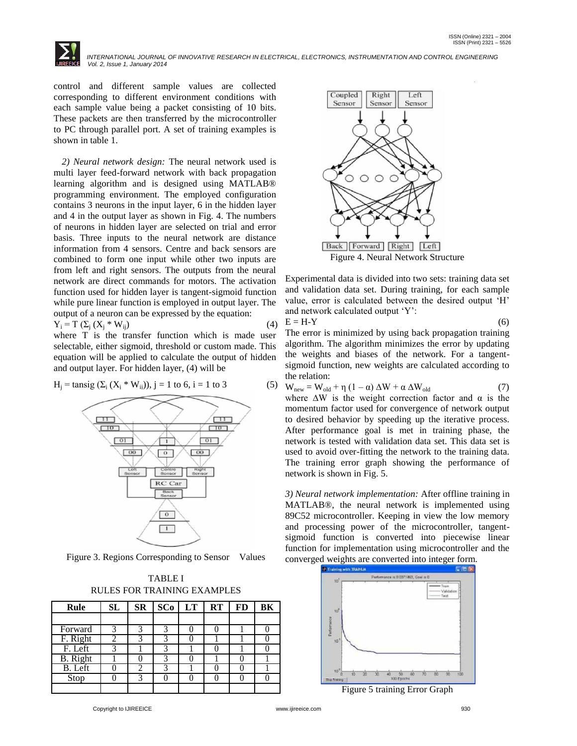control and different sample values are collected corresponding to different environment conditions with each sample value being a packet consisting of 10 bits. These packets are then transferred by the microcontroller to PC through parallel port. A set of training examples is shown in table 1.

*2) Neural network design:* The neural network used is multi layer feed-forward network with back propagation learning algorithm and is designed using MATLAB® programming environment. The employed configuration contains 3 neurons in the input layer, 6 in the hidden layer and 4 in the output layer as shown in Fig. 4. The numbers of neurons in hidden layer are selected on trial and error basis. Three inputs to the neural network are distance information from 4 sensors. Centre and back sensors are combined to form one input while other two inputs are from left and right sensors. The outputs from the neural network are direct commands for motors. The activation function used for hidden layer is tangent-sigmoid function while pure linear function is employed in output layer. The output of a neuron can be expressed by the equation:

$$Y_i = T\,(\Sigma_j\,(X_j * W_{ij})) \quad (4)$$

where T is the transfer function which is made user selectable, either sigmoid, threshold or custom made. This equation will be applied to calculate the output of hidden and output layer. For hidden layer, (4) will be

$$H_j = \text{tansig}\,(\Sigma_i\,(X_i * W_{ii})),\ j = 1 \text{ to } 6,\ i = 1 \text{ to } 3 \quad (5)$$

Figure 3. Regions Corresponding to Sensor Values

TABLE I
RULES FOR TRAINING EXAMPLES

| Rule | SL | SR | SCo | LT | RT | FD | BK |
|---|---|---|---|---|---|---|---|
| | | | | | | | |
| Forward | 3 | 3 | 3 | 0 | 0 | 1 | 0 |
| F. Right | 2 | 3 | 3 | 0 | 1 | 1 | 0 |
| F. Left | 3 | 1 | 3 | 1 | 0 | 1 | 0 |
| B. Right | 1 | 0 | 3 | 0 | 1 | 0 | 1 |
| B. Left | 0 | 2 | 3 | 1 | 0 | 0 | 1 |
| Stop | 0 | 3 | 0 | 0 | 0 | 0 | 0 |
| | | | | | | | |

Figure 4. Neural Network Structure

Experimental data is divided into two sets: training data set and validation data set. During training, for each sample value, error is calculated between the desired output 'H' and network calculated output 'Y':

$$E = H - Y \quad (6)$$

The error is minimized by using back propagation training algorithm. The algorithm minimizes the error by updating the weights and biases of the network. For a tangent-sigmoid function, new weights are calculated according to the relation:

$$W_{new} = W_{old} + \eta\,(1 - \alpha)\,\Delta W + \alpha\,\Delta W_{old} \quad (7)$$

where $\Delta W$ is the weight correction factor and $\alpha$ is the momentum factor used for convergence of network output to desired behavior by speeding up the iterative process. After performance goal is met in training phase, the network is tested with validation data set. This data set is used to avoid over-fitting the network to the training data. The training error graph showing the performance of network is shown in Fig. 5.

*3) Neural network implementation:* After offline training in MATLAB®, the neural network is implemented using 89C52 microcontroller. Keeping in view the low memory and processing power of the microcontroller, tangent-sigmoid function is converted into piecewise linear function for implementation using microcontroller and the converged weights are converted into integer form.

Figure 5 training Error Graph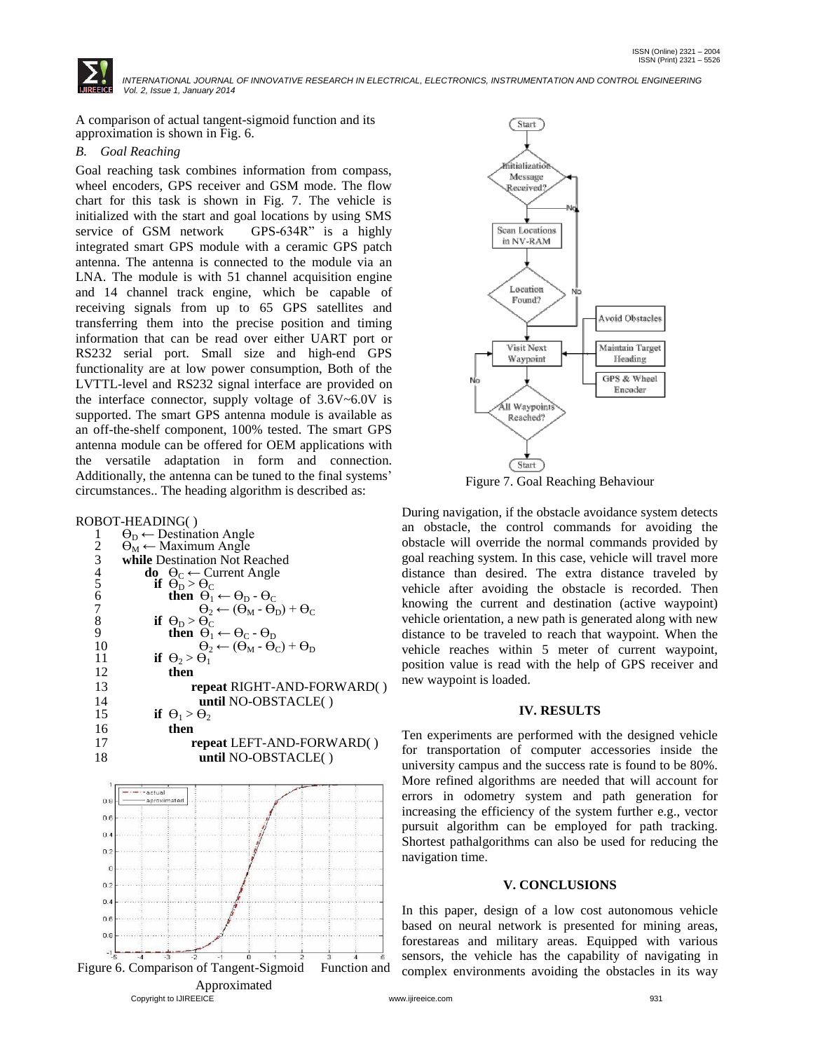A comparison of actual tangent-sigmoid function and its approximation is shown in Fig. 6.

### *B. Goal Reaching*

Goal reaching task combines information from compass, wheel encoders, GPS receiver and GSM mode. The flow chart for this task is shown in Fig. 7. The vehicle is initialized with the start and goal locations by using SMS service of GSM network GPS-634R" is a highly integrated smart GPS module with a ceramic GPS patch antenna. The antenna is connected to the module via an LNA. The module is with 51 channel acquisition engine and 14 channel track engine, which be capable of receiving signals from up to 65 GPS satellites and transferring them into the precise position and timing information that can be read over either UART port or RS232 serial port. Small size and high-end GPS functionality are at low power consumption, Both of the LVTTL-level and RS232 signal interface are provided on the interface connector, supply voltage of 3.6V~6.0V is supported. The smart GPS antenna module is available as an off-the-shelf component, 100% tested. The smart GPS antenna module can be offered for OEM applications with the versatile adaptation in form and connection. Additionally, the antenna can be tuned to the final systems' circumstances.. The heading algorithm is described as:

ROBOT-HEADING( )

1. $\Theta_D \leftarrow$ Destination Angle
2. $\Theta_M \leftarrow$ Maximum Angle
3. **while** Destination Not Reached
4. **do** $\Theta_C \leftarrow$ Current Angle
5. **if** $\Theta_D > \Theta_C$
6. **then** $\Theta_1 \leftarrow \Theta_D - \Theta_C$
7. $\Theta_2 \leftarrow (\Theta_M - \Theta_D) + \Theta_C$
8. **if** $\Theta_D > \Theta_C$
9. **then** $\Theta_1 \leftarrow \Theta_C - \Theta_D$
10. $\Theta_2 \leftarrow (\Theta_M - \Theta_C) + \Theta_D$
11. **if** $\Theta_2 > \Theta_1$
12. **then**
13. **repeat** RIGHT-AND-FORWARD( )
14. **until** NO-OBSTACLE( )
15. **if** $\Theta_1 > \Theta_2$
16. **then**
17. **repeat** LEFT-AND-FORWARD( )
18. **until** NO-OBSTACLE( )

Figure 6. Comparison of Tangent-Sigmoid Function and Approximated

Figure 7. Goal Reaching Behaviour

During navigation, if the obstacle avoidance system detects an obstacle, the control commands for avoiding the obstacle will override the normal commands provided by goal reaching system. In this case, vehicle will travel more distance than desired. The extra distance traveled by vehicle after avoiding the obstacle is recorded. Then knowing the current and destination (active waypoint) vehicle orientation, a new path is generated along with new distance to be traveled to reach that waypoint. When the vehicle reaches within 5 meter of current waypoint, position value is read with the help of GPS receiver and new waypoint is loaded.

## IV. RESULTS

Ten experiments are performed with the designed vehicle for transportation of computer accessories inside the university campus and the success rate is found to be 80%. More refined algorithms are needed that will account for errors in odometry system and path generation for increasing the efficiency of the system further e.g., vector pursuit algorithm can be employed for path tracking. Shortest pathalgorithms can also be used for reducing the navigation time.

## V. CONCLUSIONS

In this paper, design of a low cost autonomous vehicle based on neural network is presented for mining areas, forestareas and military areas. Equipped with various sensors, the vehicle has the capability of navigating in complex environments avoiding the obstacles in its way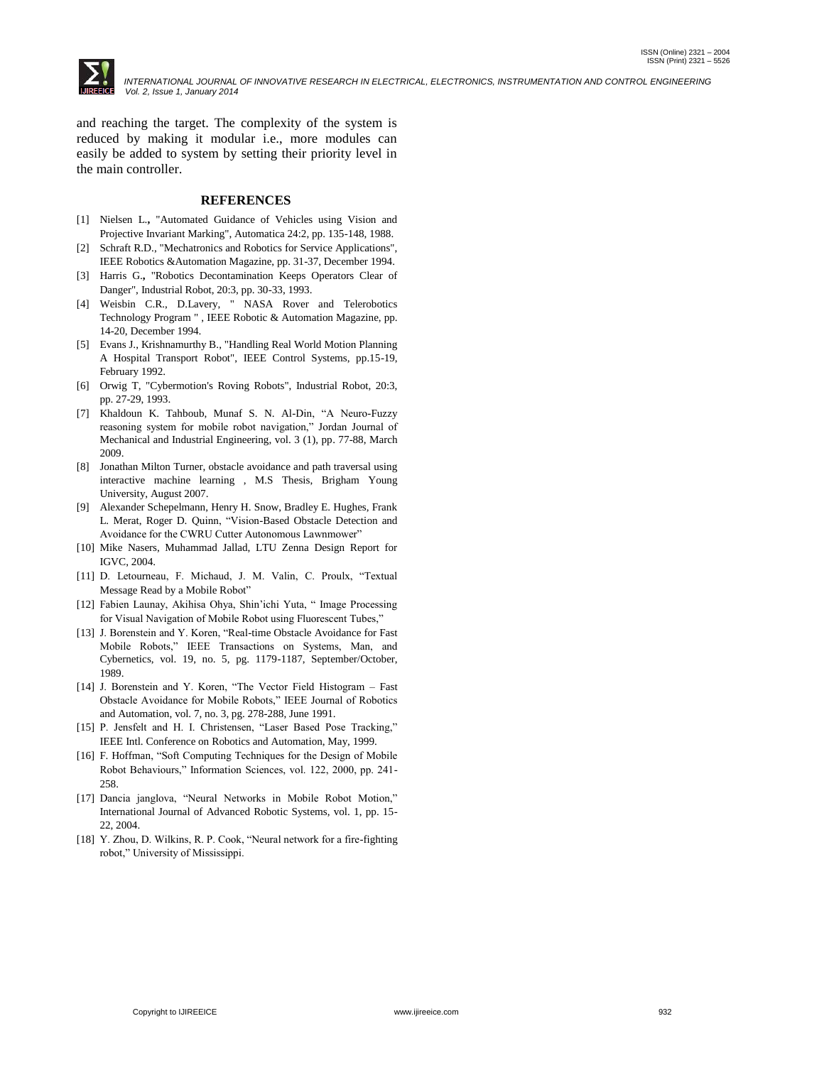and reaching the target. The complexity of the system is reduced by making it modular i.e., more modules can easily be added to system by setting their priority level in the main controller.

## REFERENCES

[1] Nielsen L., "Automated Guidance of Vehicles using Vision and Projective Invariant Marking", Automatica 24:2, pp. 135-148, 1988.

[2] Schraft R.D., "Mechatronics and Robotics for Service Applications", IEEE Robotics &Automation Magazine, pp. 31-37, December 1994.

[3] Harris G., "Robotics Decontamination Keeps Operators Clear of Danger", Industrial Robot, 20:3, pp. 30-33, 1993.

[4] Weisbin C.R., D.Lavery, " NASA Rover and Telerobotics Technology Program " , IEEE Robotic & Automation Magazine, pp. 14-20, December 1994.

[5] Evans J., Krishnamurthy B., "Handling Real World Motion Planning A Hospital Transport Robot", IEEE Control Systems, pp.15-19, February 1992.

[6] Orwig T, "Cybermotion's Roving Robots", Industrial Robot, 20:3, pp. 27-29, 1993.

[7] Khaldoun K. Tahboub, Munaf S. N. Al-Din, "A Neuro-Fuzzy reasoning system for mobile robot navigation," Jordan Journal of Mechanical and Industrial Engineering, vol. 3 (1), pp. 77-88, March 2009.

[8] Jonathan Milton Turner, obstacle avoidance and path traversal using interactive machine learning , M.S Thesis, Brigham Young University, August 2007.

[9] Alexander Schepelmann, Henry H. Snow, Bradley E. Hughes, Frank L. Merat, Roger D. Quinn, "Vision-Based Obstacle Detection and Avoidance for the CWRU Cutter Autonomous Lawnmower"

[10] Mike Nasers, Muhammad Jallad, LTU Zenna Design Report for IGVC, 2004.

[11] D. Letourneau, F. Michaud, J. M. Valin, C. Proulx, "Textual Message Read by a Mobile Robot"

[12] Fabien Launay, Akihisa Ohya, Shin'ichi Yuta, " Image Processing for Visual Navigation of Mobile Robot using Fluorescent Tubes,"

[13] J. Borenstein and Y. Koren, "Real-time Obstacle Avoidance for Fast Mobile Robots," IEEE Transactions on Systems, Man, and Cybernetics, vol. 19, no. 5, pg. 1179-1187, September/October, 1989.

[14] J. Borenstein and Y. Koren, "The Vector Field Histogram – Fast Obstacle Avoidance for Mobile Robots," IEEE Journal of Robotics and Automation, vol. 7, no. 3, pg. 278-288, June 1991.

[15] P. Jensfelt and H. I. Christensen, "Laser Based Pose Tracking," IEEE Intl. Conference on Robotics and Automation, May, 1999.

[16] F. Hoffman, "Soft Computing Techniques for the Design of Mobile Robot Behaviours," Information Sciences, vol. 122, 2000, pp. 241-258.

[17] Dancia janglova, "Neural Networks in Mobile Robot Motion," International Journal of Advanced Robotic Systems, vol. 1, pp. 15-22, 2004.

[18] Y. Zhou, D. Wilkins, R. P. Cook, "Neural network for a fire-fighting robot," University of Mississippi.